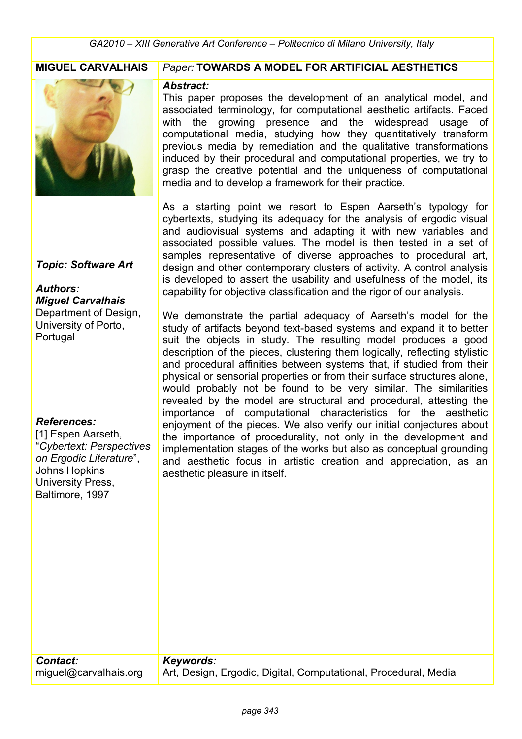**MIGUEL CARVALHAIS**

*Paper:* **TOWARDS A MODEL FOR ARTIFICIAL AESTHETICS**

***Topic: Software Art***

***Authors:***
***Miguel Carvalhais***
Department of Design,
University of Porto,
Portugal

***References:***
[1] Espen Aarseth, "*Cybertext: Perspectives on Ergodic Literature*", Johns Hopkins University Press, Baltimore, 1997

***Abstract:***

This paper proposes the development of an analytical model, and associated terminology, for computational aesthetic artifacts. Faced with the growing presence and the widespread usage of computational media, studying how they quantitatively transform previous media by remediation and the qualitative transformations induced by their procedural and computational properties, we try to grasp the creative potential and the uniqueness of computational media and to develop a framework for their practice.

As a starting point we resort to Espen Aarseth's typology for cybertexts, studying its adequacy for the analysis of ergodic visual and audiovisual systems and adapting it with new variables and associated possible values. The model is then tested in a set of samples representative of diverse approaches to procedural art, design and other contemporary clusters of activity. A control analysis is developed to assert the usability and usefulness of the model, its capability for objective classification and the rigor of our analysis.

We demonstrate the partial adequacy of Aarseth's model for the study of artifacts beyond text-based systems and expand it to better suit the objects in study. The resulting model produces a good description of the pieces, clustering them logically, reflecting stylistic and procedural affinities between systems that, if studied from their physical or sensorial properties or from their surface structures alone, would probably not be found to be very similar. The similarities revealed by the model are structural and procedural, attesting the importance of computational characteristics for the aesthetic enjoyment of the pieces. We also verify our initial conjectures about the importance of procedurality, not only in the development and implementation stages of the works but also as conceptual grounding and aesthetic focus in artistic creation and appreciation, as an aesthetic pleasure in itself.

***Contact:***
miguel@carvalhais.org

***Keywords:***
Art, Design, Ergodic, Digital, Computational, Procedural, Media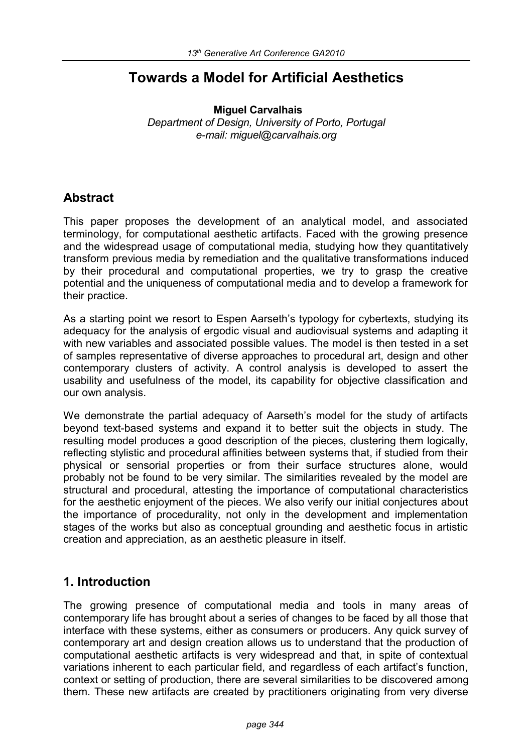# Towards a Model for Artificial Aesthetics

**Miguel Carvalhais**
*Department of Design, University of Porto, Portugal*
*e-mail: miguel@carvalhais.org*

## Abstract

This paper proposes the development of an analytical model, and associated terminology, for computational aesthetic artifacts. Faced with the growing presence and the widespread usage of computational media, studying how they quantitatively transform previous media by remediation and the qualitative transformations induced by their procedural and computational properties, we try to grasp the creative potential and the uniqueness of computational media and to develop a framework for their practice.

As a starting point we resort to Espen Aarseth's typology for cybertexts, studying its adequacy for the analysis of ergodic visual and audiovisual systems and adapting it with new variables and associated possible values. The model is then tested in a set of samples representative of diverse approaches to procedural art, design and other contemporary clusters of activity. A control analysis is developed to assert the usability and usefulness of the model, its capability for objective classification and our own analysis.

We demonstrate the partial adequacy of Aarseth's model for the study of artifacts beyond text-based systems and expand it to better suit the objects in study. The resulting model produces a good description of the pieces, clustering them logically, reflecting stylistic and procedural affinities between systems that, if studied from their physical or sensorial properties or from their surface structures alone, would probably not be found to be very similar. The similarities revealed by the model are structural and procedural, attesting the importance of computational characteristics for the aesthetic enjoyment of the pieces. We also verify our initial conjectures about the importance of procedurality, not only in the development and implementation stages of the works but also as conceptual grounding and aesthetic focus in artistic creation and appreciation, as an aesthetic pleasure in itself.

## 1. Introduction

The growing presence of computational media and tools in many areas of contemporary life has brought about a series of changes to be faced by all those that interface with these systems, either as consumers or producers. Any quick survey of contemporary art and design creation allows us to understand that the production of computational aesthetic artifacts is very widespread and that, in spite of contextual variations inherent to each particular field, and regardless of each artifact's function, context or setting of production, there are several similarities to be discovered among them. These new artifacts are created by practitioners originating from very diverse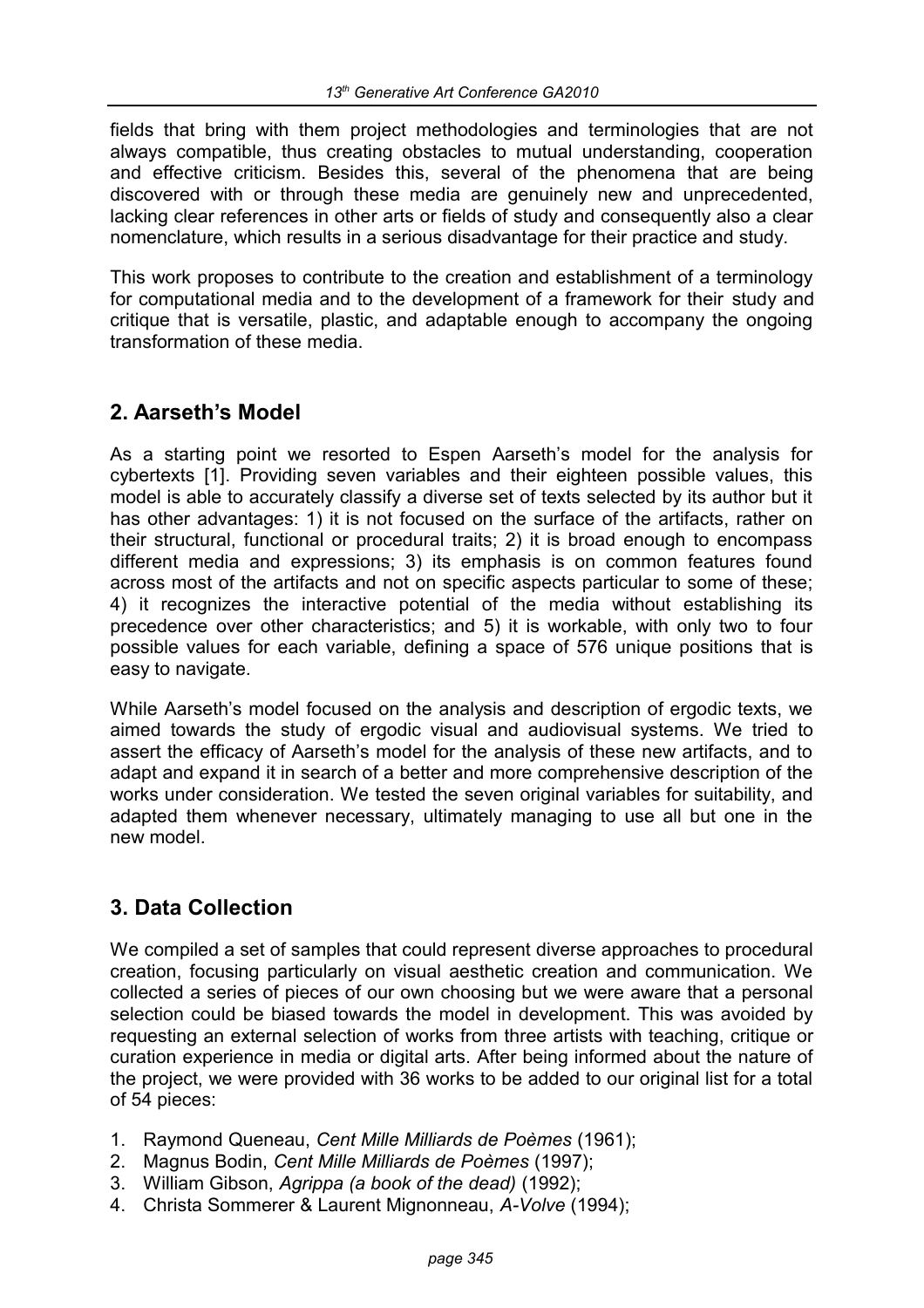fields that bring with them project methodologies and terminologies that are not always compatible, thus creating obstacles to mutual understanding, cooperation and effective criticism. Besides this, several of the phenomena that are being discovered with or through these media are genuinely new and unprecedented, lacking clear references in other arts or fields of study and consequently also a clear nomenclature, which results in a serious disadvantage for their practice and study.

This work proposes to contribute to the creation and establishment of a terminology for computational media and to the development of a framework for their study and critique that is versatile, plastic, and adaptable enough to accompany the ongoing transformation of these media.

## 2. Aarseth's Model

As a starting point we resorted to Espen Aarseth's model for the analysis for cybertexts [1]. Providing seven variables and their eighteen possible values, this model is able to accurately classify a diverse set of texts selected by its author but it has other advantages: 1) it is not focused on the surface of the artifacts, rather on their structural, functional or procedural traits; 2) it is broad enough to encompass different media and expressions; 3) its emphasis is on common features found across most of the artifacts and not on specific aspects particular to some of these; 4) it recognizes the interactive potential of the media without establishing its precedence over other characteristics; and 5) it is workable, with only two to four possible values for each variable, defining a space of 576 unique positions that is easy to navigate.

While Aarseth's model focused on the analysis and description of ergodic texts, we aimed towards the study of ergodic visual and audiovisual systems. We tried to assert the efficacy of Aarseth's model for the analysis of these new artifacts, and to adapt and expand it in search of a better and more comprehensive description of the works under consideration. We tested the seven original variables for suitability, and adapted them whenever necessary, ultimately managing to use all but one in the new model.

## 3. Data Collection

We compiled a set of samples that could represent diverse approaches to procedural creation, focusing particularly on visual aesthetic creation and communication. We collected a series of pieces of our own choosing but we were aware that a personal selection could be biased towards the model in development. This was avoided by requesting an external selection of works from three artists with teaching, critique or curation experience in media or digital arts. After being informed about the nature of the project, we were provided with 36 works to be added to our original list for a total of 54 pieces:

1. Raymond Queneau, *Cent Mille Milliards de Poèmes* (1961);
2. Magnus Bodin, *Cent Mille Milliards de Poèmes* (1997);
3. William Gibson, *Agrippa (a book of the dead)* (1992);
4. Christa Sommerer & Laurent Mignonneau, *A-Volve* (1994);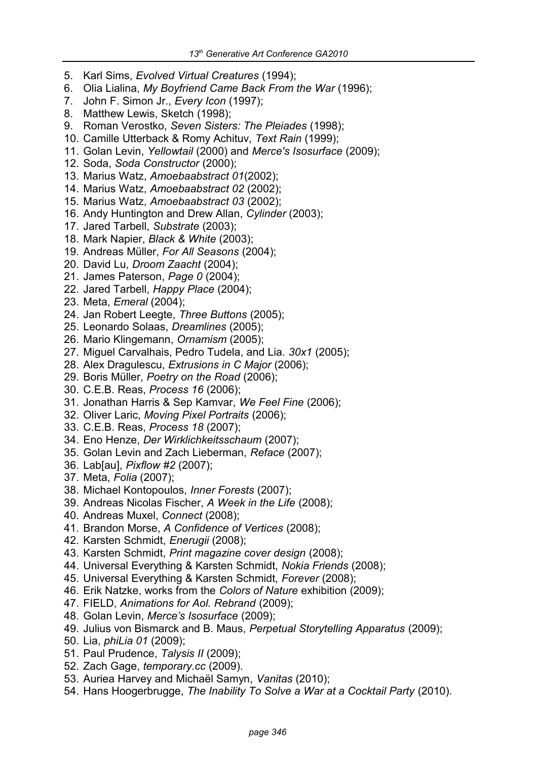5. Karl Sims, *Evolved Virtual Creatures* (1994);
6. Olia Lialina, *My Boyfriend Came Back From the War* (1996);
7. John F. Simon Jr., *Every Icon* (1997);
8. Matthew Lewis, Sketch (1998);
9. Roman Verostko, *Seven Sisters: The Pleiades* (1998);
10. Camille Utterback & Romy Achituv, *Text Rain* (1999);
11. Golan Levin, *Yellowtail* (2000) and *Merce's Isosurface* (2009);
12. Soda, *Soda Constructor* (2000);
13. Marius Watz, *Amoebaabstract 01*(2002);
14. Marius Watz, *Amoebaabstract 02* (2002);
15. Marius Watz, *Amoebaabstract 03* (2002);
16. Andy Huntington and Drew Allan, *Cylinder* (2003);
17. Jared Tarbell, *Substrate* (2003);
18. Mark Napier, *Black & White* (2003);
19. Andreas Müller, *For All Seasons* (2004);
20. David Lu, *Droom Zaacht* (2004);
21. James Paterson, *Page 0* (2004);
22. Jared Tarbell, *Happy Place* (2004);
23. Meta, *Emeral* (2004);
24. Jan Robert Leegte, *Three Buttons* (2005);
25. Leonardo Solaas, *Dreamlines* (2005);
26. Mario Klingemann, *Ornamism* (2005);
27. Miguel Carvalhais, Pedro Tudela, and Lia. *30x1* (2005);
28. Alex Dragulescu, *Extrusions in C Major* (2006);
29. Boris Müller, *Poetry on the Road* (2006);
30. C.E.B. Reas, *Process 16* (2006);
31. Jonathan Harris & Sep Kamvar, *We Feel Fine* (2006);
32. Oliver Laric, *Moving Pixel Portraits* (2006);
33. C.E.B. Reas, *Process 18* (2007);
34. Eno Henze, *Der Wirklichkeitsschaum* (2007);
35. Golan Levin and Zach Lieberman, *Reface* (2007);
36. Lab[au], *Pixflow #2* (2007);
37. Meta, *Folia* (2007);
38. Michael Kontopoulos, *Inner Forests* (2007);
39. Andreas Nicolas Fischer, *A Week in the Life* (2008);
40. Andreas Muxel, *Connect* (2008);
41. Brandon Morse, *A Confidence of Vertices* (2008);
42. Karsten Schmidt, *Enerugii* (2008);
43. Karsten Schmidt, *Print magazine cover design* (2008);
44. Universal Everything & Karsten Schmidt, *Nokia Friends* (2008);
45. Universal Everything & Karsten Schmidt, *Forever* (2008);
46. Erik Natzke, works from the *Colors of Nature* exhibition (2009);
47. FIELD, *Animations for Aol. Rebrand* (2009);
48. Golan Levin, *Merce's Isosurface* (2009);
49. Julius von Bismarck and B. Maus, *Perpetual Storytelling Apparatus* (2009);
50. Lia, *phiLia 01* (2009);
51. Paul Prudence, *Talysis II* (2009);
52. Zach Gage, *temporary.cc* (2009).
53. Auriea Harvey and Michaël Samyn, *Vanitas* (2010);
54. Hans Hoogerbrugge, *The Inability To Solve a War at a Cocktail Party* (2010).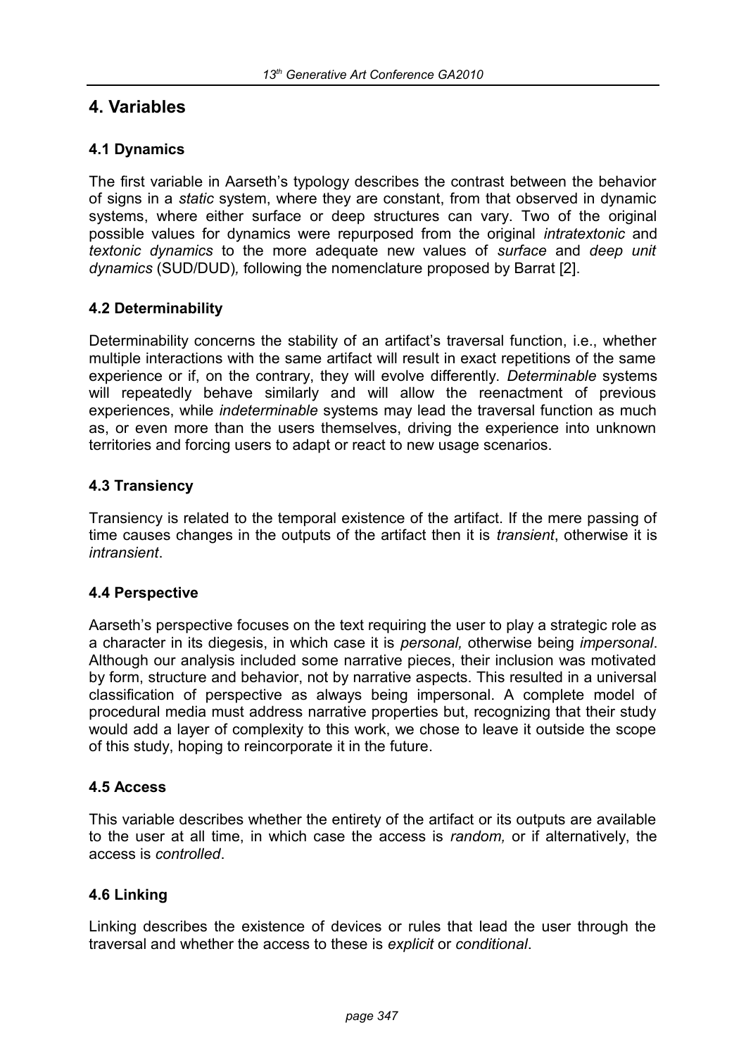# 4. Variables

### 4.1 Dynamics

The first variable in Aarseth's typology describes the contrast between the behavior of signs in a *static* system, where they are constant, from that observed in dynamic systems, where either surface or deep structures can vary. Two of the original possible values for dynamics were repurposed from the original *intratextonic* and *textonic dynamics* to the more adequate new values of *surface* and *deep unit dynamics* (SUD/DUD)*,* following the nomenclature proposed by Barrat [2].

### 4.2 Determinability

Determinability concerns the stability of an artifact's traversal function, i.e., whether multiple interactions with the same artifact will result in exact repetitions of the same experience or if, on the contrary, they will evolve differently. *Determinable* systems will repeatedly behave similarly and will allow the reenactment of previous experiences, while *indeterminable* systems may lead the traversal function as much as, or even more than the users themselves, driving the experience into unknown territories and forcing users to adapt or react to new usage scenarios.

### 4.3 Transiency

Transiency is related to the temporal existence of the artifact. If the mere passing of time causes changes in the outputs of the artifact then it is *transient*, otherwise it is *intransient*.

### 4.4 Perspective

Aarseth's perspective focuses on the text requiring the user to play a strategic role as a character in its diegesis, in which case it is *personal,* otherwise being *impersonal*. Although our analysis included some narrative pieces, their inclusion was motivated by form, structure and behavior, not by narrative aspects. This resulted in a universal classification of perspective as always being impersonal. A complete model of procedural media must address narrative properties but, recognizing that their study would add a layer of complexity to this work, we chose to leave it outside the scope of this study, hoping to reincorporate it in the future.

### 4.5 Access

This variable describes whether the entirety of the artifact or its outputs are available to the user at all time, in which case the access is *random,* or if alternatively, the access is *controlled*.

### 4.6 Linking

Linking describes the existence of devices or rules that lead the user through the traversal and whether the access to these is *explicit* or *conditional*.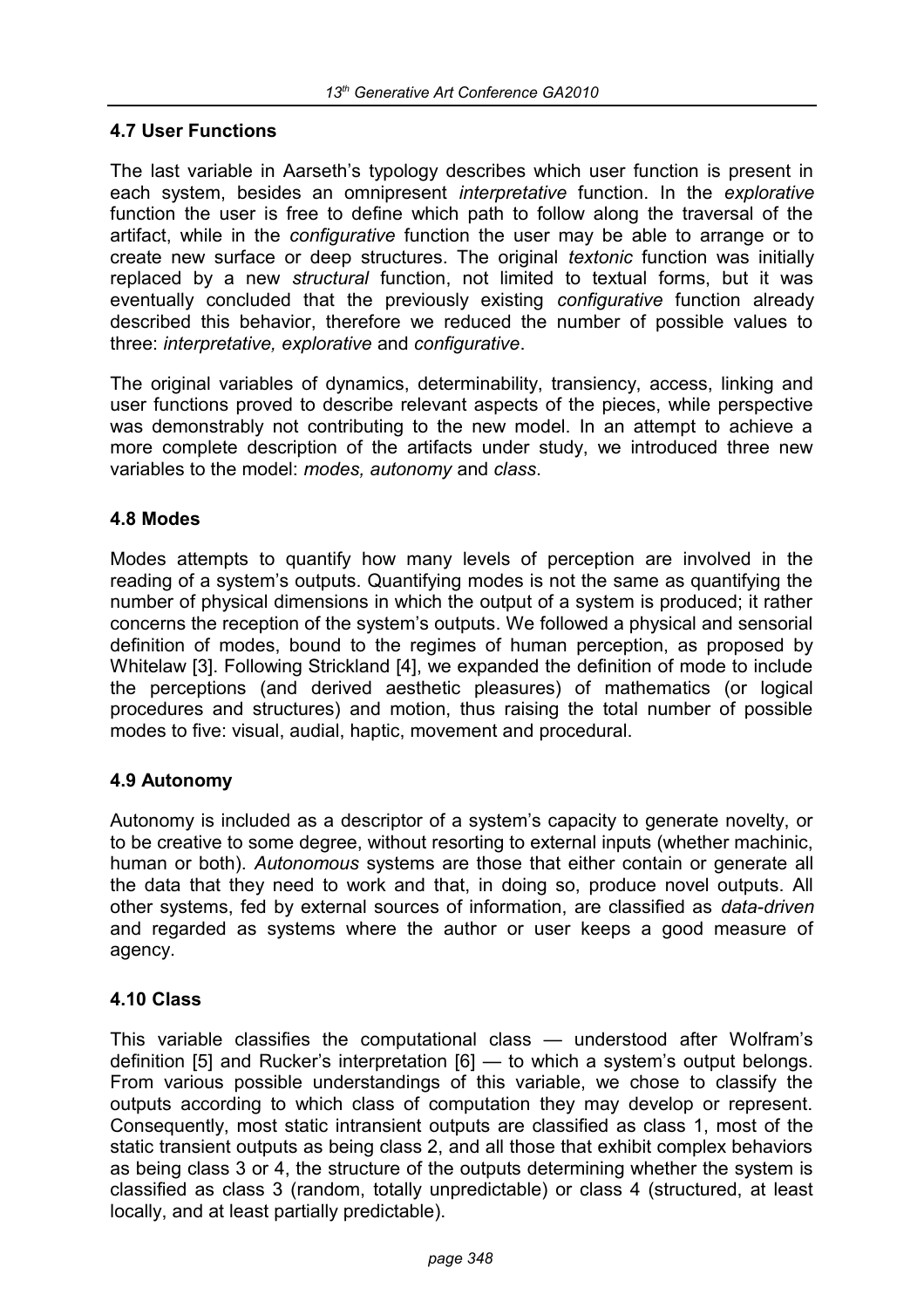### 4.7 User Functions

The last variable in Aarseth's typology describes which user function is present in each system, besides an omnipresent *interpretative* function. In the *explorative* function the user is free to define which path to follow along the traversal of the artifact, while in the *configurative* function the user may be able to arrange or to create new surface or deep structures. The original *textonic* function was initially replaced by a new *structural* function, not limited to textual forms, but it was eventually concluded that the previously existing *configurative* function already described this behavior, therefore we reduced the number of possible values to three: *interpretative, explorative* and *configurative*.

The original variables of dynamics, determinability, transiency, access, linking and user functions proved to describe relevant aspects of the pieces, while perspective was demonstrably not contributing to the new model. In an attempt to achieve a more complete description of the artifacts under study, we introduced three new variables to the model: *modes, autonomy* and *class*.

### 4.8 Modes

Modes attempts to quantify how many levels of perception are involved in the reading of a system's outputs. Quantifying modes is not the same as quantifying the number of physical dimensions in which the output of a system is produced; it rather concerns the reception of the system's outputs. We followed a physical and sensorial definition of modes, bound to the regimes of human perception, as proposed by Whitelaw [3]. Following Strickland [4], we expanded the definition of mode to include the perceptions (and derived aesthetic pleasures) of mathematics (or logical procedures and structures) and motion, thus raising the total number of possible modes to five: visual, audial, haptic, movement and procedural.

### 4.9 Autonomy

Autonomy is included as a descriptor of a system's capacity to generate novelty, or to be creative to some degree, without resorting to external inputs (whether machinic, human or both). *Autonomous* systems are those that either contain or generate all the data that they need to work and that, in doing so, produce novel outputs. All other systems, fed by external sources of information, are classified as *data-driven* and regarded as systems where the author or user keeps a good measure of agency.

### 4.10 Class

This variable classifies the computational class — understood after Wolfram's definition [5] and Rucker's interpretation [6] — to which a system's output belongs. From various possible understandings of this variable, we chose to classify the outputs according to which class of computation they may develop or represent. Consequently, most static intransient outputs are classified as class 1, most of the static transient outputs as being class 2, and all those that exhibit complex behaviors as being class 3 or 4, the structure of the outputs determining whether the system is classified as class 3 (random, totally unpredictable) or class 4 (structured, at least locally, and at least partially predictable).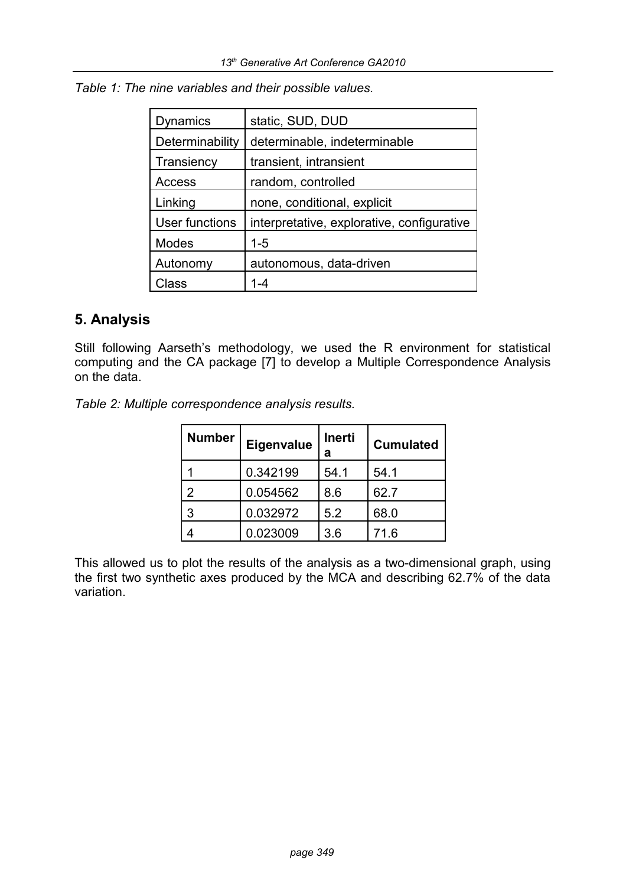*Table 1: The nine variables and their possible values.*

| Dynamics | static, SUD, DUD |
|---|---|
| Determinability | determinable, indeterminable |
| Transiency | transient, intransient |
| Access | random, controlled |
| Linking | none, conditional, explicit |
| User functions | interpretative, explorative, configurative |
| Modes | 1-5 |
| Autonomy | autonomous, data-driven |
| Class | 1-4 |

## 5. Analysis

Still following Aarseth's methodology, we used the R environment for statistical computing and the CA package [7] to develop a Multiple Correspondence Analysis on the data.

*Table 2: Multiple correspondence analysis results.*

| Number | Eigenvalue | Inertia | Cumulated |
|---|---|---|---|
| 1 | 0.342199 | 54.1 | 54.1 |
| 2 | 0.054562 | 8.6 | 62.7 |
| 3 | 0.032972 | 5.2 | 68.0 |
| 4 | 0.023009 | 3.6 | 71.6 |

This allowed us to plot the results of the analysis as a two-dimensional graph, using the first two synthetic axes produced by the MCA and describing 62.7% of the data variation.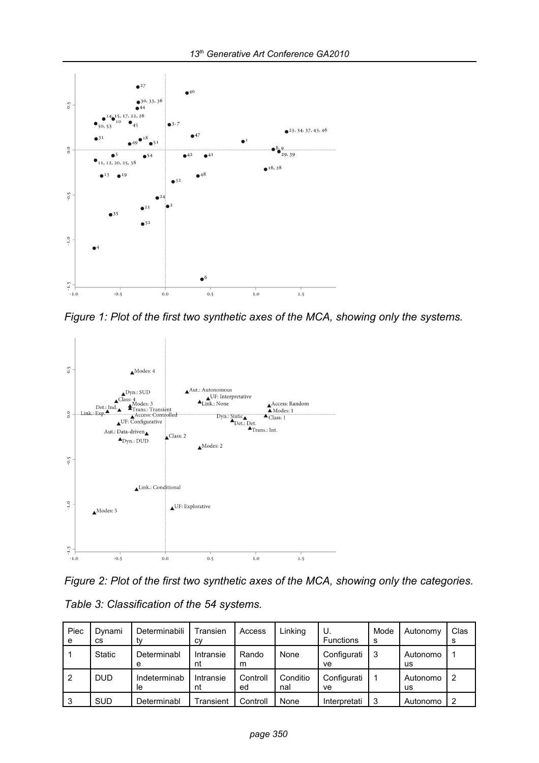*Figure 1: Plot of the first two synthetic axes of the MCA, showing only the systems.*

*Figure 2: Plot of the first two synthetic axes of the MCA, showing only the categories.*

*Table 3: Classification of the 54 systems.*

| Piece | Dynamics | Determinability | Transiency | Access | Linking | U. Functions | Modes | Autonomy | Class |
|---|---|---|---|---|---|---|---|---|---|
| 1 | Static | Determinable | Intransient | Random | None | Configurative | 3 | Autonomous | 1 |
| 2 | DUD | Indeterminable | Intransient | Controlled | Conditional | Configurative | 1 | Autonomous | 2 |
| 3 | SUD | Determinabl | Transient | Controll | None | Interpretati | 3 | Autonomo | 2 |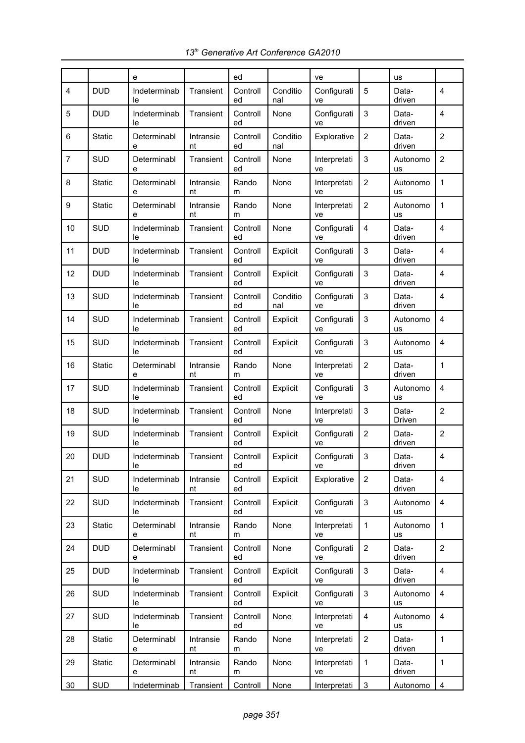| | | e | | ed | | ve | | us | |
|---|---|---|---|---|---|---|---|---|---|
| 4 | DUD | Indeterminable | Transient | Controlled | Conditional | Configurative | 5 | Data-driven | 4 |
| 5 | DUD | Indeterminable | Transient | Controlled | None | Configurative | 3 | Data-driven | 4 |
| 6 | Static | Determinable | Intransient | Controlled | Conditional | Explorative | 2 | Data-driven | 2 |
| 7 | SUD | Determinable | Transient | Controlled | None | Interpretative | 3 | Autonomous | 2 |
| 8 | Static | Determinable | Intransient | Random | None | Interpretative | 2 | Autonomous | 1 |
| 9 | Static | Determinable | Intransient | Random | None | Interpretative | 2 | Autonomous | 1 |
| 10 | SUD | Indeterminable | Transient | Controlled | None | Configurative | 4 | Data-driven | 4 |
| 11 | DUD | Indeterminable | Transient | Controlled | Explicit | Configurative | 3 | Data-driven | 4 |
| 12 | DUD | Indeterminable | Transient | Controlled | Explicit | Configurative | 3 | Data-driven | 4 |
| 13 | SUD | Indeterminable | Transient | Controlled | Conditional | Configurative | 3 | Data-driven | 4 |
| 14 | SUD | Indeterminable | Transient | Controlled | Explicit | Configurative | 3 | Autonomous | 4 |
| 15 | SUD | Indeterminable | Transient | Controlled | Explicit | Configurative | 3 | Autonomous | 4 |
| 16 | Static | Determinable | Intransient | Random | None | Interpretative | 2 | Data-driven | 1 |
| 17 | SUD | Indeterminable | Transient | Controlled | Explicit | Configurative | 3 | Autonomous | 4 |
| 18 | SUD | Indeterminable | Transient | Controlled | None | Interpretative | 3 | Data-Driven | 2 |
| 19 | SUD | Indeterminable | Transient | Controlled | Explicit | Configurative | 2 | Data-driven | 2 |
| 20 | DUD | Indeterminable | Transient | Controlled | Explicit | Configurative | 3 | Data-driven | 4 |
| 21 | SUD | Indeterminable | Intransient | Controlled | Explicit | Explorative | 2 | Data-driven | 4 |
| 22 | SUD | Indeterminable | Transient | Controlled | Explicit | Configurative | 3 | Autonomous | 4 |
| 23 | Static | Determinable | Intransient | Random | None | Interpretative | 1 | Autonomous | 1 |
| 24 | DUD | Determinable | Transient | Controlled | None | Configurative | 2 | Data-driven | 2 |
| 25 | DUD | Indeterminable | Transient | Controlled | Explicit | Configurative | 3 | Data-driven | 4 |
| 26 | SUD | Indeterminable | Transient | Controlled | Explicit | Configurative | 3 | Autonomous | 4 |
| 27 | SUD | Indeterminable | Transient | Controlled | None | Interpretative | 4 | Autonomous | 4 |
| 28 | Static | Determinable | Intransient | Random | None | Interpretative | 2 | Data-driven | 1 |
| 29 | Static | Determinable | Intransient | Random | None | Interpretative | 1 | Data-driven | 1 |
| 30 | SUD | Indeterminab | Transient | Controll | None | Interpretati | 3 | Autonomo | 4 |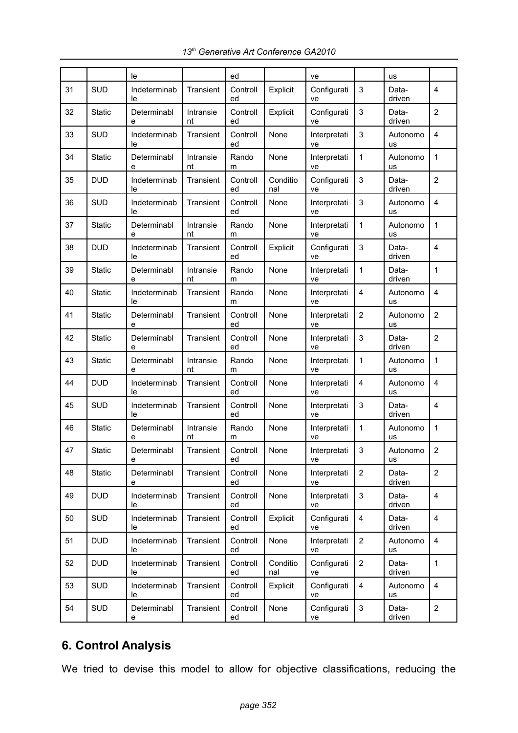|  |  | le |  | ed |  | ve |  | us |  |
|---|---|---|---|---|---|---|---|---|---|
| 31 | SUD | Indeterminable | Transient | Controlled | Explicit | Configurative | 3 | Data-driven | 4 |
| 32 | Static | Determinable | Intransient | Controlled | Explicit | Configurative | 3 | Data-driven | 2 |
| 33 | SUD | Indeterminable | Transient | Controlled | None | Interpretative | 3 | Autonomous | 4 |
| 34 | Static | Determinable | Intransient | Random | None | Interpretative | 1 | Autonomous | 1 |
| 35 | DUD | Indeterminable | Transient | Controlled | Conditional | Configurative | 3 | Data-driven | 2 |
| 36 | SUD | Indeterminable | Transient | Controlled | None | Interpretative | 3 | Autonomous | 4 |
| 37 | Static | Determinable | Intransient | Random | None | Interpretative | 1 | Autonomous | 1 |
| 38 | DUD | Indeterminable | Transient | Controlled | Explicit | Configurative | 3 | Data-driven | 4 |
| 39 | Static | Determinable | Intransient | Random | None | Interpretative | 1 | Data-driven | 1 |
| 40 | Static | Indeterminable | Transient | Random | None | Interpretative | 4 | Autonomous | 4 |
| 41 | Static | Determinable | Transient | Controlled | None | Interpretative | 2 | Autonomous | 2 |
| 42 | Static | Determinable | Transient | Controlled | None | Interpretative | 3 | Data-driven | 2 |
| 43 | Static | Determinable | Intransient | Random | None | Interpretative | 1 | Autonomous | 1 |
| 44 | DUD | Indeterminable | Transient | Controlled | None | Interpretative | 4 | Autonomous | 4 |
| 45 | SUD | Indeterminable | Transient | Controlled | None | Interpretative | 3 | Data-driven | 4 |
| 46 | Static | Determinable | Intransient | Random | None | Interpretative | 1 | Autonomous | 1 |
| 47 | Static | Determinable | Transient | Controlled | None | Interpretative | 3 | Autonomous | 2 |
| 48 | Static | Determinable | Transient | Controlled | None | Interpretative | 2 | Data-driven | 2 |
| 49 | DUD | Indeterminable | Transient | Controlled | None | Interpretative | 3 | Data-driven | 4 |
| 50 | SUD | Indeterminable | Transient | Controlled | Explicit | Configurative | 4 | Data-driven | 4 |
| 51 | DUD | Indeterminable | Transient | Controlled | None | Interpretative | 2 | Autonomous | 4 |
| 52 | DUD | Indeterminable | Transient | Controlled | Conditional | Configurative | 2 | Data-driven | 1 |
| 53 | SUD | Indeterminable | Transient | Controlled | Explicit | Configurative | 4 | Autonomous | 4 |
| 54 | SUD | Determinable | Transient | Controlled | None | Configurative | 3 | Data-driven | 2 |

## 6. Control Analysis

We tried to devise this model to allow for objective classifications, reducing the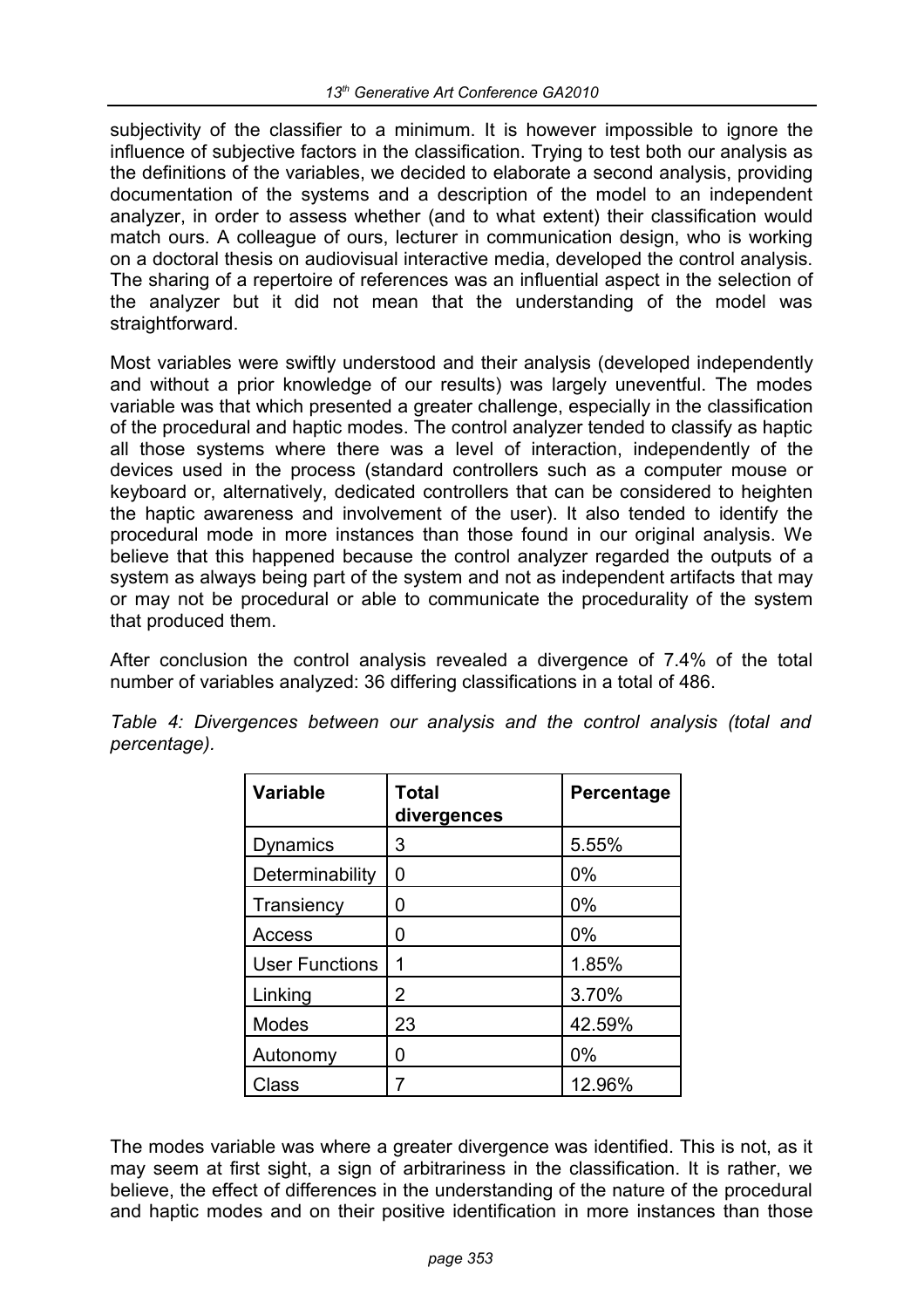subjectivity of the classifier to a minimum. It is however impossible to ignore the influence of subjective factors in the classification. Trying to test both our analysis as the definitions of the variables, we decided to elaborate a second analysis, providing documentation of the systems and a description of the model to an independent analyzer, in order to assess whether (and to what extent) their classification would match ours. A colleague of ours, lecturer in communication design, who is working on a doctoral thesis on audiovisual interactive media, developed the control analysis. The sharing of a repertoire of references was an influential aspect in the selection of the analyzer but it did not mean that the understanding of the model was straightforward.

Most variables were swiftly understood and their analysis (developed independently and without a prior knowledge of our results) was largely uneventful. The modes variable was that which presented a greater challenge, especially in the classification of the procedural and haptic modes. The control analyzer tended to classify as haptic all those systems where there was a level of interaction, independently of the devices used in the process (standard controllers such as a computer mouse or keyboard or, alternatively, dedicated controllers that can be considered to heighten the haptic awareness and involvement of the user). It also tended to identify the procedural mode in more instances than those found in our original analysis. We believe that this happened because the control analyzer regarded the outputs of a system as always being part of the system and not as independent artifacts that may or may not be procedural or able to communicate the procedurality of the system that produced them.

After conclusion the control analysis revealed a divergence of 7.4% of the total number of variables analyzed: 36 differing classifications in a total of 486.

*Table 4: Divergences between our analysis and the control analysis (total and percentage).*

| Variable | Total divergences | Percentage |
|---|---|---|
| Dynamics | 3 | 5.55% |
| Determinability | 0 | 0% |
| Transiency | 0 | 0% |
| Access | 0 | 0% |
| User Functions | 1 | 1.85% |
| Linking | 2 | 3.70% |
| Modes | 23 | 42.59% |
| Autonomy | 0 | 0% |
| Class | 7 | 12.96% |

The modes variable was where a greater divergence was identified. This is not, as it may seem at first sight, a sign of arbitrariness in the classification. It is rather, we believe, the effect of differences in the understanding of the nature of the procedural and haptic modes and on their positive identification in more instances than those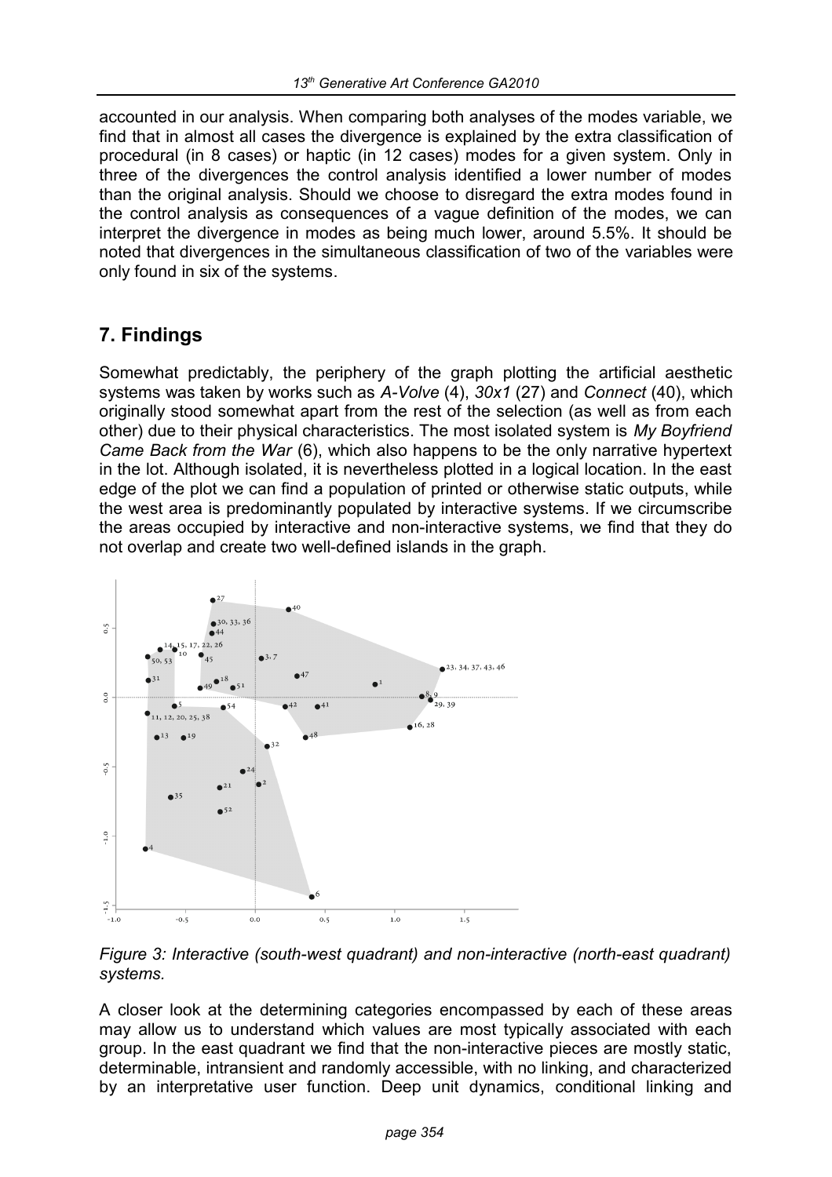accounted in our analysis. When comparing both analyses of the modes variable, we find that in almost all cases the divergence is explained by the extra classification of procedural (in 8 cases) or haptic (in 12 cases) modes for a given system. Only in three of the divergences the control analysis identified a lower number of modes than the original analysis. Should we choose to disregard the extra modes found in the control analysis as consequences of a vague definition of the modes, we can interpret the divergence in modes as being much lower, around 5.5%. It should be noted that divergences in the simultaneous classification of two of the variables were only found in six of the systems.

## 7. Findings

Somewhat predictably, the periphery of the graph plotting the artificial aesthetic systems was taken by works such as *A-Volve* (4), *30x1* (27) and *Connect* (40), which originally stood somewhat apart from the rest of the selection (as well as from each other) due to their physical characteristics. The most isolated system is *My Boyfriend Came Back from the War* (6), which also happens to be the only narrative hypertext in the lot. Although isolated, it is nevertheless plotted in a logical location. In the east edge of the plot we can find a population of printed or otherwise static outputs, while the west area is predominantly populated by interactive systems. If we circumscribe the areas occupied by interactive and non-interactive systems, we find that they do not overlap and create two well-defined islands in the graph.

*Figure 3: Interactive (south-west quadrant) and non-interactive (north-east quadrant) systems.*

A closer look at the determining categories encompassed by each of these areas may allow us to understand which values are most typically associated with each group. In the east quadrant we find that the non-interactive pieces are mostly static, determinable, intransient and randomly accessible, with no linking, and characterized by an interpretative user function. Deep unit dynamics, conditional linking and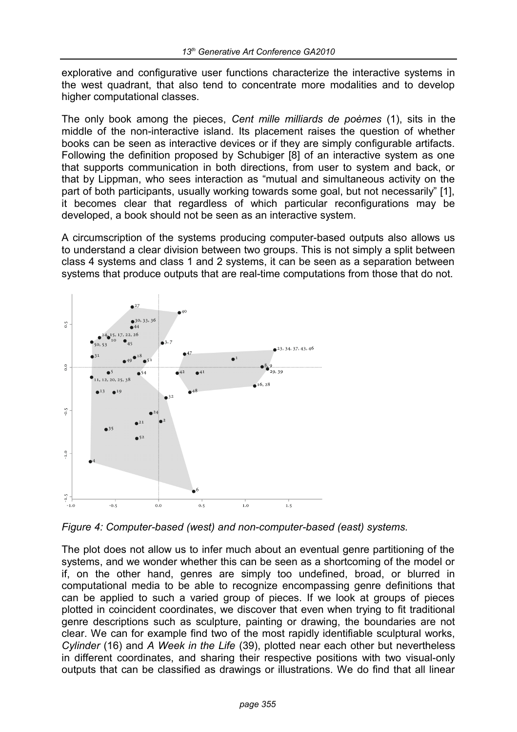explorative and configurative user functions characterize the interactive systems in the west quadrant, that also tend to concentrate more modalities and to develop higher computational classes.

The only book among the pieces, *Cent mille milliards de poèmes* (1), sits in the middle of the non-interactive island. Its placement raises the question of whether books can be seen as interactive devices or if they are simply configurable artifacts. Following the definition proposed by Schubiger [8] of an interactive system as one that supports communication in both directions, from user to system and back, or that by Lippman, who sees interaction as “mutual and simultaneous activity on the part of both participants, usually working towards some goal, but not necessarily” [1], it becomes clear that regardless of which particular reconfigurations may be developed, a book should not be seen as an interactive system.

A circumscription of the systems producing computer-based outputs also allows us to understand a clear division between two groups. This is not simply a split between class 4 systems and class 1 and 2 systems, it can be seen as a separation between systems that produce outputs that are real-time computations from those that do not.

*Figure 4: Computer-based (west) and non-computer-based (east) systems.*

The plot does not allow us to infer much about an eventual genre partitioning of the systems, and we wonder whether this can be seen as a shortcoming of the model or if, on the other hand, genres are simply too undefined, broad, or blurred in computational media to be able to recognize encompassing genre definitions that can be applied to such a varied group of pieces. If we look at groups of pieces plotted in coincident coordinates, we discover that even when trying to fit traditional genre descriptions such as sculpture, painting or drawing, the boundaries are not clear. We can for example find two of the most rapidly identifiable sculptural works, *Cylinder* (16) and *A Week in the Life* (39), plotted near each other but nevertheless in different coordinates, and sharing their respective positions with two visual-only outputs that can be classified as drawings or illustrations. We do find that all linear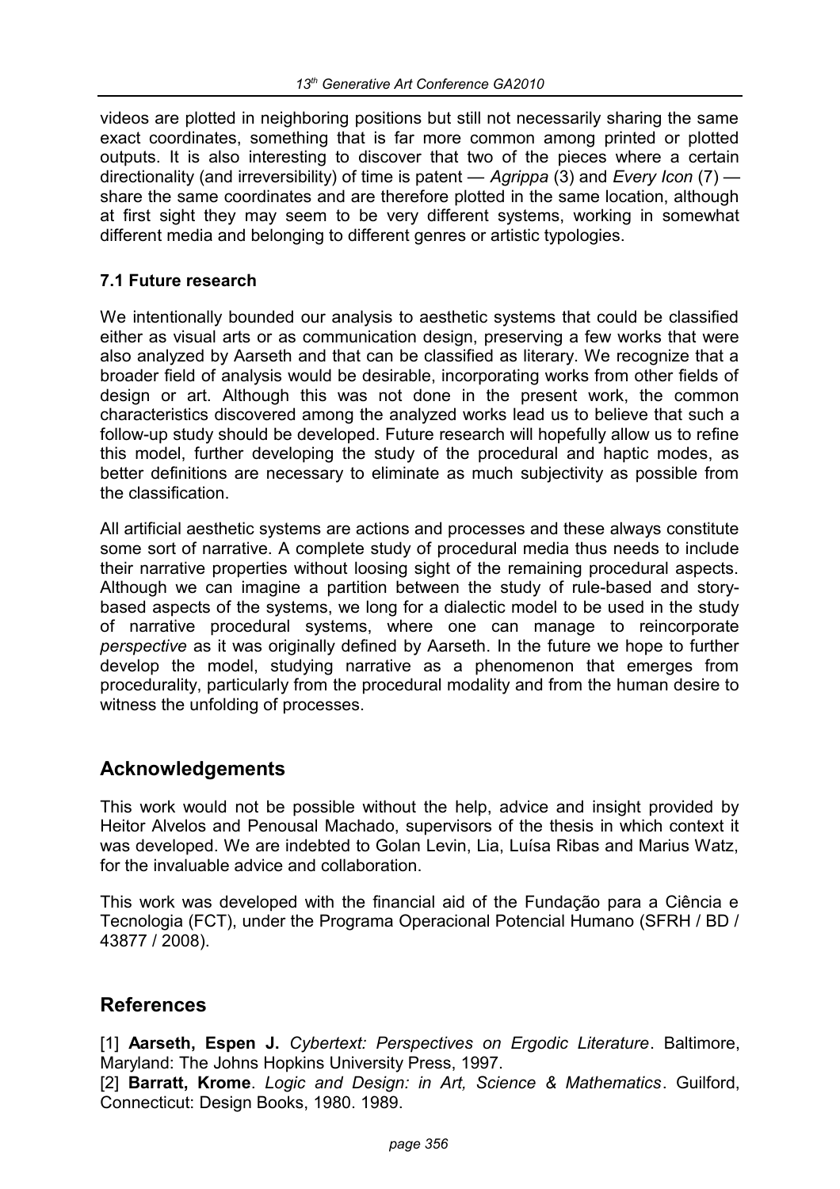videos are plotted in neighboring positions but still not necessarily sharing the same exact coordinates, something that is far more common among printed or plotted outputs. It is also interesting to discover that two of the pieces where a certain directionality (and irreversibility) of time is patent — *Agrippa* (3) and *Every Icon* (7) — share the same coordinates and are therefore plotted in the same location, although at first sight they may seem to be very different systems, working in somewhat different media and belonging to different genres or artistic typologies.

### 7.1 Future research

We intentionally bounded our analysis to aesthetic systems that could be classified either as visual arts or as communication design, preserving a few works that were also analyzed by Aarseth and that can be classified as literary. We recognize that a broader field of analysis would be desirable, incorporating works from other fields of design or art. Although this was not done in the present work, the common characteristics discovered among the analyzed works lead us to believe that such a follow-up study should be developed. Future research will hopefully allow us to refine this model, further developing the study of the procedural and haptic modes, as better definitions are necessary to eliminate as much subjectivity as possible from the classification.

All artificial aesthetic systems are actions and processes and these always constitute some sort of narrative. A complete study of procedural media thus needs to include their narrative properties without loosing sight of the remaining procedural aspects. Although we can imagine a partition between the study of rule-based and story-based aspects of the systems, we long for a dialectic model to be used in the study of narrative procedural systems, where one can manage to reincorporate *perspective* as it was originally defined by Aarseth. In the future we hope to further develop the model, studying narrative as a phenomenon that emerges from procedurality, particularly from the procedural modality and from the human desire to witness the unfolding of processes.

## Acknowledgements

This work would not be possible without the help, advice and insight provided by Heitor Alvelos and Penousal Machado, supervisors of the thesis in which context it was developed. We are indebted to Golan Levin, Lia, Luísa Ribas and Marius Watz, for the invaluable advice and collaboration.

This work was developed with the financial aid of the Fundação para a Ciência e Tecnologia (FCT), under the Programa Operacional Potencial Humano (SFRH / BD / 43877 / 2008).

## References

[1] **Aarseth, Espen J.** *Cybertext: Perspectives on Ergodic Literature*. Baltimore, Maryland: The Johns Hopkins University Press, 1997.

[2] **Barratt, Krome**. *Logic and Design: in Art, Science & Mathematics*. Guilford, Connecticut: Design Books, 1980. 1989.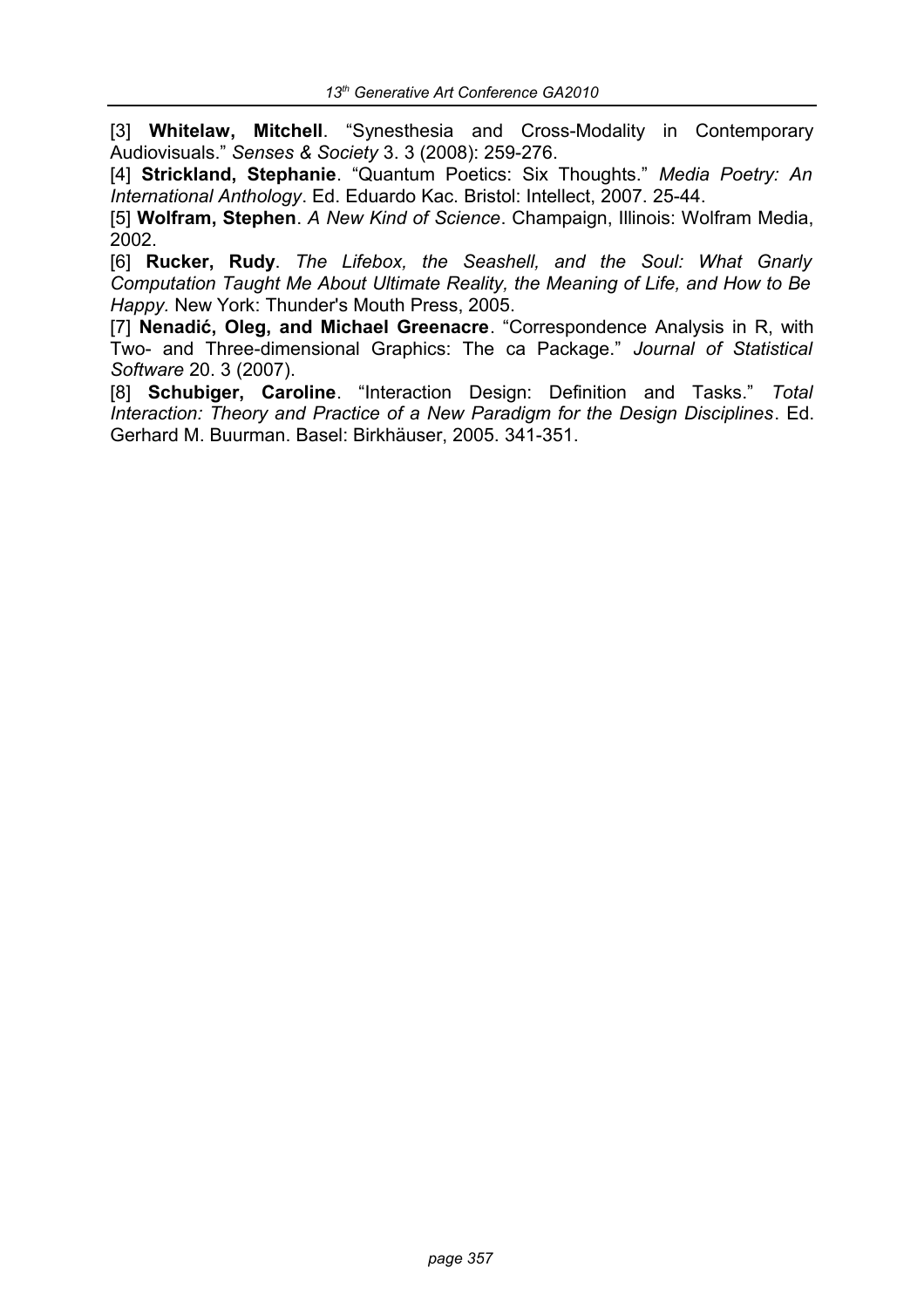[3] **Whitelaw, Mitchell**. "Synesthesia and Cross-Modality in Contemporary Audiovisuals." *Senses & Society* 3. 3 (2008): 259-276.

[4] **Strickland, Stephanie**. "Quantum Poetics: Six Thoughts." *Media Poetry: An International Anthology*. Ed. Eduardo Kac. Bristol: Intellect, 2007. 25-44.

[5] **Wolfram, Stephen**. *A New Kind of Science*. Champaign, Illinois: Wolfram Media, 2002.

[6] **Rucker, Rudy**. *The Lifebox, the Seashell, and the Soul: What Gnarly Computation Taught Me About Ultimate Reality, the Meaning of Life, and How to Be Happy.* New York: Thunder's Mouth Press, 2005.

[7] **Nenadić, Oleg, and Michael Greenacre**. "Correspondence Analysis in R, with Two- and Three-dimensional Graphics: The ca Package." *Journal of Statistical Software* 20. 3 (2007).

[8] **Schubiger, Caroline**. "Interaction Design: Definition and Tasks." *Total Interaction: Theory and Practice of a New Paradigm for the Design Disciplines*. Ed. Gerhard M. Buurman. Basel: Birkhäuser, 2005. 341-351.